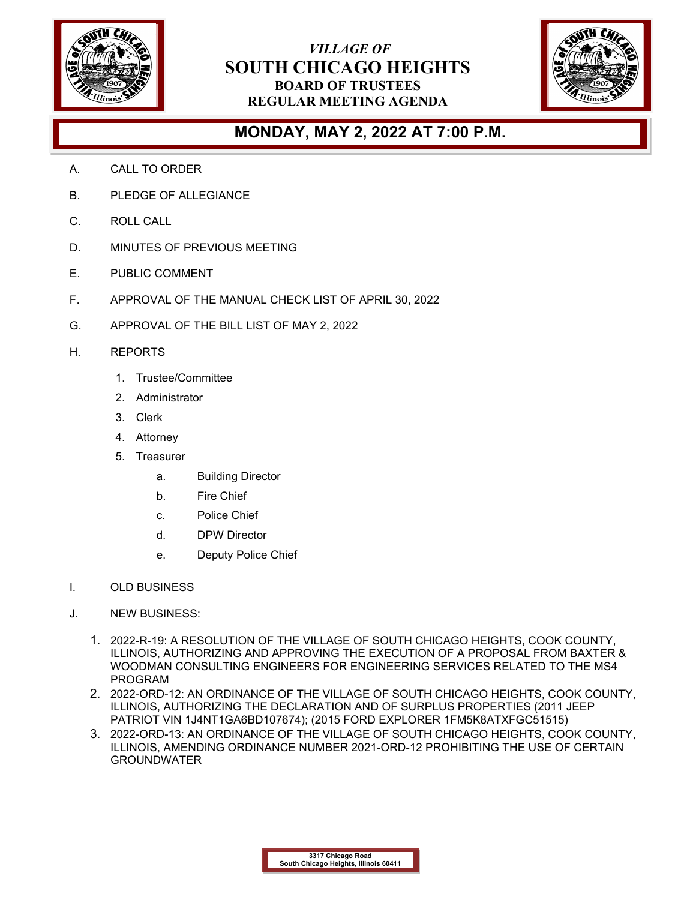*VILLAGE OF*

# SOUTH CHICAGO HEIGHTS

## BOARD OF TRUSTEES
## REGULAR MEETING AGENDA

## MONDAY, MAY 2, 2022 AT 7:00 P.M.

A. CALL TO ORDER

B. PLEDGE OF ALLEGIANCE

C. ROLL CALL

D. MINUTES OF PREVIOUS MEETING

E. PUBLIC COMMENT

F. APPROVAL OF THE MANUAL CHECK LIST OF APRIL 30, 2022

G. APPROVAL OF THE BILL LIST OF MAY 2, 2022

H. REPORTS

1. Trustee/Committee
2. Administrator
3. Clerk
4. Attorney
5. Treasurer
   - a. Building Director
   - b. Fire Chief
   - c. Police Chief
   - d. DPW Director
   - e. Deputy Police Chief

I. OLD BUSINESS

J. NEW BUSINESS:

1. 2022-R-19: A RESOLUTION OF THE VILLAGE OF SOUTH CHICAGO HEIGHTS, COOK COUNTY, ILLINOIS, AUTHORIZING AND APPROVING THE EXECUTION OF A PROPOSAL FROM BAXTER & WOODMAN CONSULTING ENGINEERS FOR ENGINEERING SERVICES RELATED TO THE MS4 PROGRAM
2. 2022-ORD-12: AN ORDINANCE OF THE VILLAGE OF SOUTH CHICAGO HEIGHTS, COOK COUNTY, ILLINOIS, AUTHORIZING THE DECLARATION AND OF SURPLUS PROPERTIES (2011 JEEP PATRIOT VIN 1J4NT1GA6BD107674); (2015 FORD EXPLORER 1FM5K8ATXFGC51515)
3. 2022-ORD-13: AN ORDINANCE OF THE VILLAGE OF SOUTH CHICAGO HEIGHTS, COOK COUNTY, ILLINOIS, AMENDING ORDINANCE NUMBER 2021-ORD-12 PROHIBITING THE USE OF CERTAIN GROUNDWATER

3317 Chicago Road
South Chicago Heights, Illinois 60411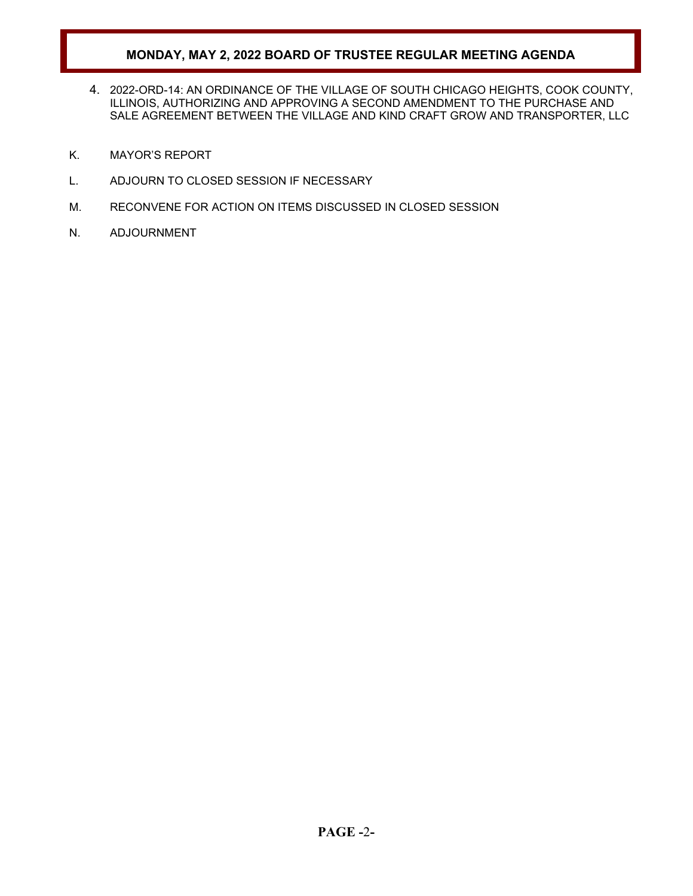4. 2022-ORD-14: AN ORDINANCE OF THE VILLAGE OF SOUTH CHICAGO HEIGHTS, COOK COUNTY, ILLINOIS, AUTHORIZING AND APPROVING A SECOND AMENDMENT TO THE PURCHASE AND SALE AGREEMENT BETWEEN THE VILLAGE AND KIND CRAFT GROW AND TRANSPORTER, LLC

K. MAYOR'S REPORT

L. ADJOURN TO CLOSED SESSION IF NECESSARY

M. RECONVENE FOR ACTION ON ITEMS DISCUSSED IN CLOSED SESSION

N. ADJOURNMENT